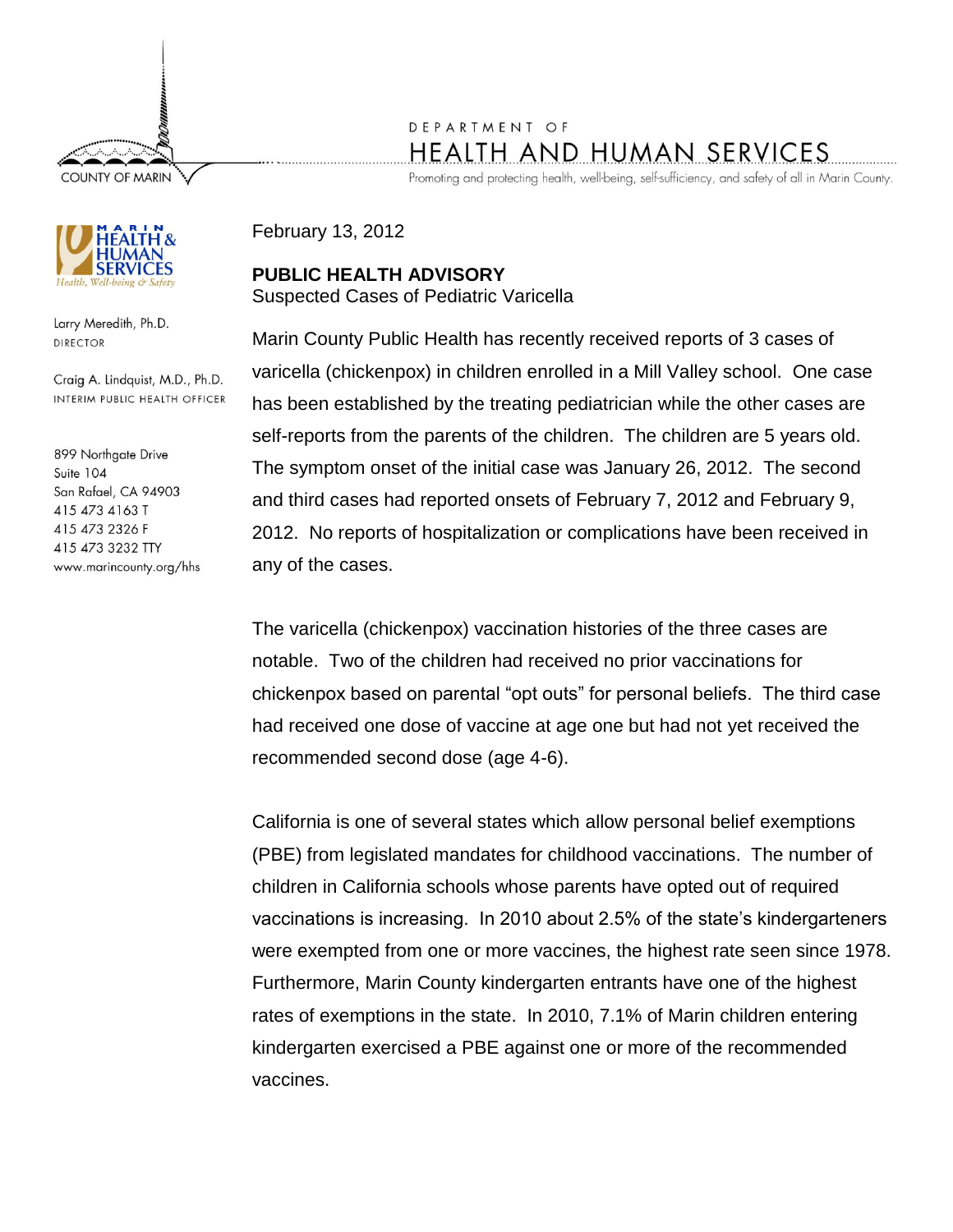COUNTY OF MARIN

DEPARTMENT OF
HEALTH AND HUMAN SERVICES
Promoting and protecting health, well-being, self-sufficiency, and safety of all in Marin County.

MARIN HEALTH & HUMAN SERVICES
Health, Well-being & Safety

Larry Meredith, Ph.D.
DIRECTOR

Craig A. Lindquist, M.D., Ph.D.
INTERIM PUBLIC HEALTH OFFICER

899 Northgate Drive
Suite 104
San Rafael, CA 94903
415 473 4163 T
415 473 2326 F
415 473 3232 TTY
www.marincounty.org/hhs

February 13, 2012

**PUBLIC HEALTH ADVISORY**
Suspected Cases of Pediatric Varicella

Marin County Public Health has recently received reports of 3 cases of varicella (chickenpox) in children enrolled in a Mill Valley school. One case has been established by the treating pediatrician while the other cases are self-reports from the parents of the children. The children are 5 years old. The symptom onset of the initial case was January 26, 2012. The second and third cases had reported onsets of February 7, 2012 and February 9, 2012. No reports of hospitalization or complications have been received in any of the cases.

The varicella (chickenpox) vaccination histories of the three cases are notable. Two of the children had received no prior vaccinations for chickenpox based on parental "opt outs" for personal beliefs. The third case had received one dose of vaccine at age one but had not yet received the recommended second dose (age 4-6).

California is one of several states which allow personal belief exemptions (PBE) from legislated mandates for childhood vaccinations. The number of children in California schools whose parents have opted out of required vaccinations is increasing. In 2010 about 2.5% of the state's kindergarteners were exempted from one or more vaccines, the highest rate seen since 1978. Furthermore, Marin County kindergarten entrants have one of the highest rates of exemptions in the state. In 2010, 7.1% of Marin children entering kindergarten exercised a PBE against one or more of the recommended vaccines.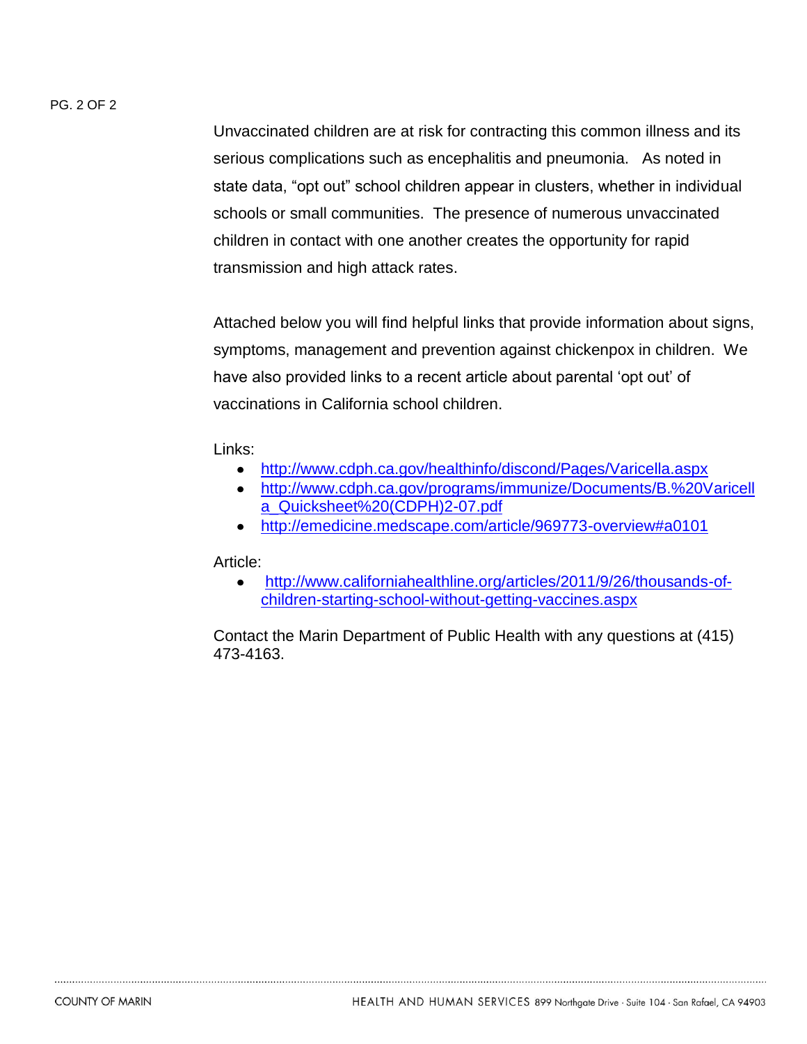Unvaccinated children are at risk for contracting this common illness and its serious complications such as encephalitis and pneumonia. As noted in state data, "opt out" school children appear in clusters, whether in individual schools or small communities. The presence of numerous unvaccinated children in contact with one another creates the opportunity for rapid transmission and high attack rates.

Attached below you will find helpful links that provide information about signs, symptoms, management and prevention against chickenpox in children. We have also provided links to a recent article about parental 'opt out' of vaccinations in California school children.

Links:

- http://www.cdph.ca.gov/healthinfo/discond/Pages/Varicella.aspx
- http://www.cdph.ca.gov/programs/immunize/Documents/B.%20Varicella_Quicksheet%20(CDPH)2-07.pdf
- http://emedicine.medscape.com/article/969773-overview#a0101

Article:

- http://www.californiahealthline.org/articles/2011/9/26/thousands-of-children-starting-school-without-getting-vaccines.aspx

Contact the Marin Department of Public Health with any questions at (415) 473-4163.